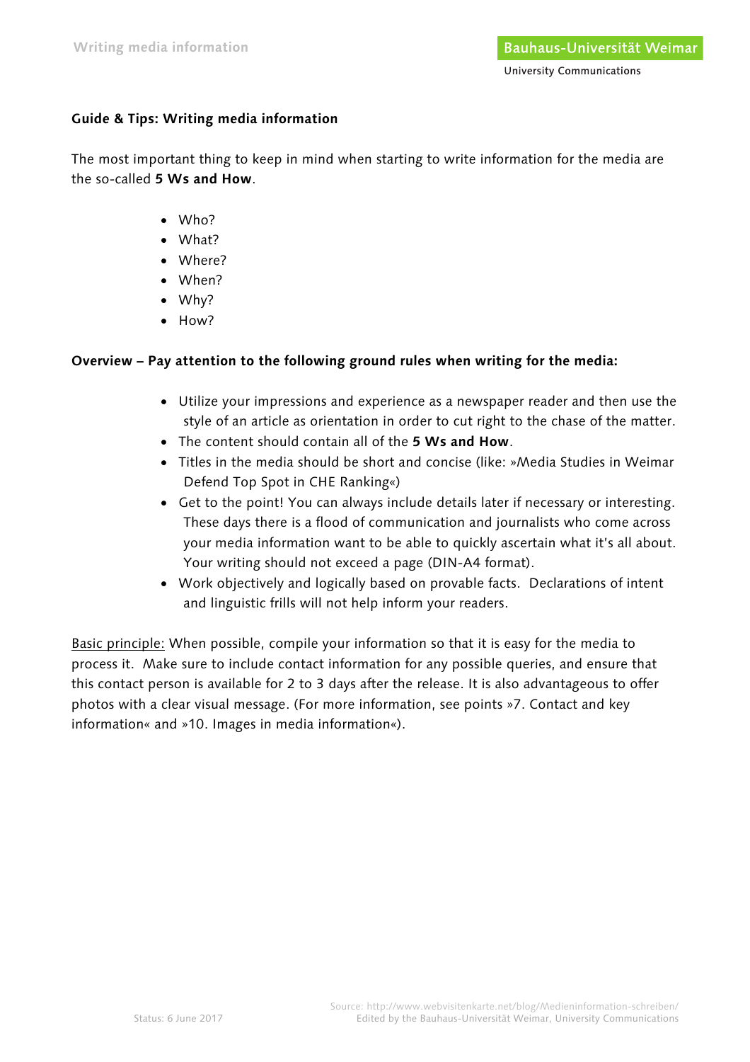## Guide & Tips: Writing media information

The most important thing to keep in mind when starting to write information for the media are the so-called **5 Ws and How**.

- Who?
- What?
- Where?
- When?
- Why?
- How?

### Overview – Pay attention to the following ground rules when writing for the media:

- Utilize your impressions and experience as a newspaper reader and then use the style of an article as orientation in order to cut right to the chase of the matter.
- The content should contain all of the **5 Ws and How**.
- Titles in the media should be short and concise (like: »Media Studies in Weimar Defend Top Spot in CHE Ranking«)
- Get to the point! You can always include details later if necessary or interesting. These days there is a flood of communication and journalists who come across your media information want to be able to quickly ascertain what it's all about. Your writing should not exceed a page (DIN-A4 format).
- Work objectively and logically based on provable facts. Declarations of intent and linguistic frills will not help inform your readers.

Basic principle: When possible, compile your information so that it is easy for the media to process it. Make sure to include contact information for any possible queries, and ensure that this contact person is available for 2 to 3 days after the release. It is also advantageous to offer photos with a clear visual message. (For more information, see points »7. Contact and key information« and »10. Images in media information«).

Status: 6 June 2017

Source: http://www.webvisitenkarte.net/blog/Medieninformation-schreiben/
Edited by the Bauhaus-Universität Weimar, University Communications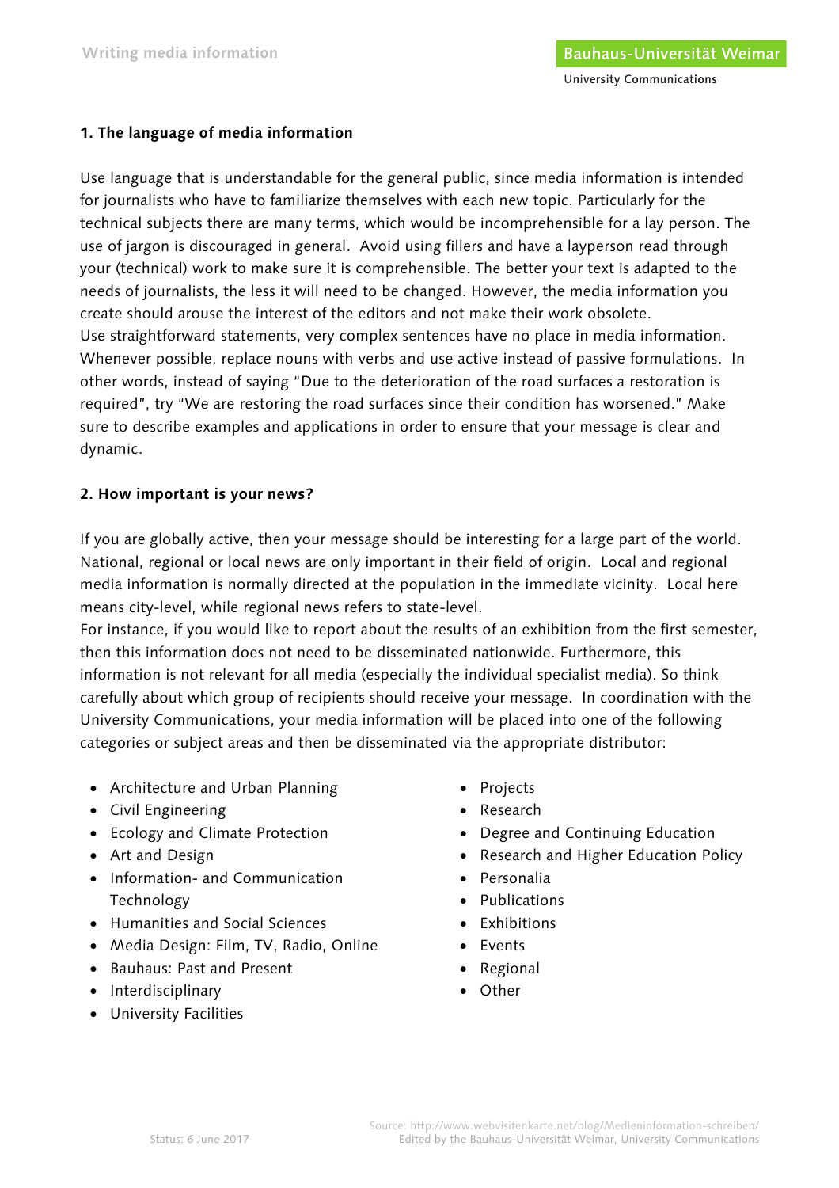## 1. The language of media information

Use language that is understandable for the general public, since media information is intended for journalists who have to familiarize themselves with each new topic. Particularly for the technical subjects there are many terms, which would be incomprehensible for a lay person. The use of jargon is discouraged in general. Avoid using fillers and have a layperson read through your (technical) work to make sure it is comprehensible. The better your text is adapted to the needs of journalists, the less it will need to be changed. However, the media information you create should arouse the interest of the editors and not make their work obsolete.
Use straightforward statements, very complex sentences have no place in media information. Whenever possible, replace nouns with verbs and use active instead of passive formulations. In other words, instead of saying "Due to the deterioration of the road surfaces a restoration is required", try "We are restoring the road surfaces since their condition has worsened." Make sure to describe examples and applications in order to ensure that your message is clear and dynamic.

## 2. How important is your news?

If you are globally active, then your message should be interesting for a large part of the world. National, regional or local news are only important in their field of origin. Local and regional media information is normally directed at the population in the immediate vicinity. Local here means city-level, while regional news refers to state-level.
For instance, if you would like to report about the results of an exhibition from the first semester, then this information does not need to be disseminated nationwide. Furthermore, this information is not relevant for all media (especially the individual specialist media). So think carefully about which group of recipients should receive your message. In coordination with the University Communications, your media information will be placed into one of the following categories or subject areas and then be disseminated via the appropriate distributor:

- Architecture and Urban Planning
- Civil Engineering
- Ecology and Climate Protection
- Art and Design
- Information- and Communication Technology
- Humanities and Social Sciences
- Media Design: Film, TV, Radio, Online
- Bauhaus: Past and Present
- Interdisciplinary
- University Facilities
- Projects
- Research
- Degree and Continuing Education
- Research and Higher Education Policy
- Personalia
- Publications
- Exhibitions
- Events
- Regional
- Other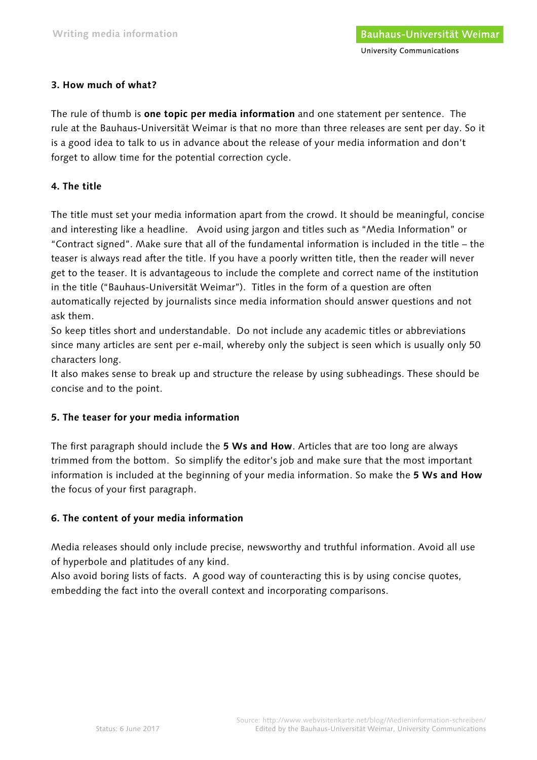### 3. How much of what?

The rule of thumb is **one topic per media information** and one statement per sentence. The rule at the Bauhaus-Universität Weimar is that no more than three releases are sent per day. So it is a good idea to talk to us in advance about the release of your media information and don't forget to allow time for the potential correction cycle.

### 4. The title

The title must set your media information apart from the crowd. It should be meaningful, concise and interesting like a headline. Avoid using jargon and titles such as "Media Information" or "Contract signed". Make sure that all of the fundamental information is included in the title – the teaser is always read after the title. If you have a poorly written title, then the reader will never get to the teaser. It is advantageous to include the complete and correct name of the institution in the title ("Bauhaus-Universität Weimar"). Titles in the form of a question are often automatically rejected by journalists since media information should answer questions and not ask them.

So keep titles short and understandable. Do not include any academic titles or abbreviations since many articles are sent per e-mail, whereby only the subject is seen which is usually only 50 characters long.

It also makes sense to break up and structure the release by using subheadings. These should be concise and to the point.

### 5. The teaser for your media information

The first paragraph should include the **5 Ws and How**. Articles that are too long are always trimmed from the bottom. So simplify the editor's job and make sure that the most important information is included at the beginning of your media information. So make the **5 Ws and How** the focus of your first paragraph.

### 6. The content of your media information

Media releases should only include precise, newsworthy and truthful information. Avoid all use of hyperbole and platitudes of any kind.

Also avoid boring lists of facts. A good way of counteracting this is by using concise quotes, embedding the fact into the overall context and incorporating comparisons.

Status: 6 June 2017

Source: http://www.webvisitenkarte.net/blog/Medieninformation-schreiben/
Edited by the Bauhaus-Universität Weimar, University Communications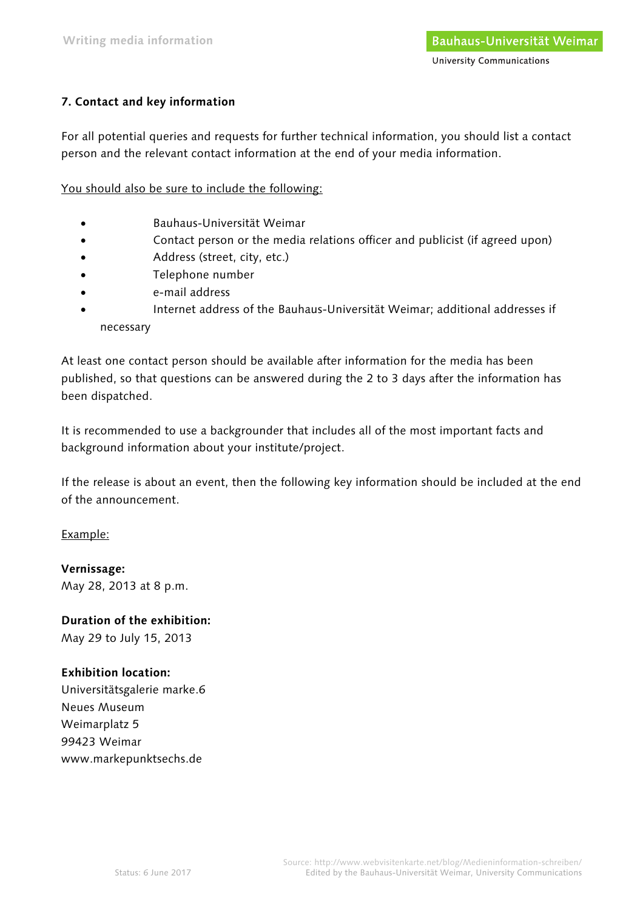## 7. Contact and key information

For all potential queries and requests for further technical information, you should list a contact person and the relevant contact information at the end of your media information.

<u>You should also be sure to include the following:</u>

- Bauhaus-Universität Weimar
- Contact person or the media relations officer and publicist (if agreed upon)
- Address (street, city, etc.)
- Telephone number
- e-mail address
- Internet address of the Bauhaus-Universität Weimar; additional addresses if necessary

At least one contact person should be available after information for the media has been published, so that questions can be answered during the 2 to 3 days after the information has been dispatched.

It is recommended to use a backgrounder that includes all of the most important facts and background information about your institute/project.

If the release is about an event, then the following key information should be included at the end of the announcement.

<u>Example:</u>

**Vernissage:**
May 28, 2013 at 8 p.m.

**Duration of the exhibition:**
May 29 to July 15, 2013

**Exhibition location:**
Universitätsgalerie marke.6
Neues Museum
Weimarplatz 5
99423 Weimar
www.markepunktsechs.de

Status: 6 June 2017

Source: http://www.webvisitenkarte.net/blog/Medieninformation-schreiben/
Edited by the Bauhaus-Universität Weimar, University Communications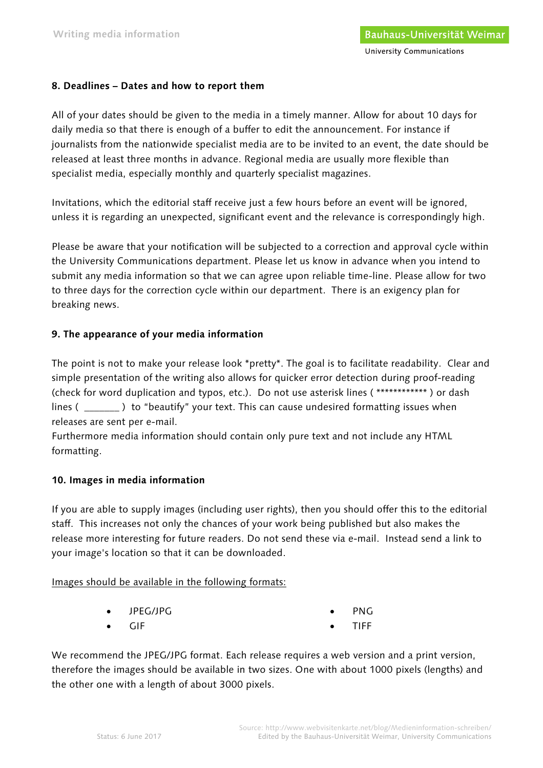### 8. Deadlines – Dates and how to report them

All of your dates should be given to the media in a timely manner. Allow for about 10 days for daily media so that there is enough of a buffer to edit the announcement. For instance if journalists from the nationwide specialist media are to be invited to an event, the date should be released at least three months in advance. Regional media are usually more flexible than specialist media, especially monthly and quarterly specialist magazines.

Invitations, which the editorial staff receive just a few hours before an event will be ignored, unless it is regarding an unexpected, significant event and the relevance is correspondingly high.

Please be aware that your notification will be subjected to a correction and approval cycle within the University Communications department. Please let us know in advance when you intend to submit any media information so that we can agree upon reliable time-line. Please allow for two to three days for the correction cycle within our department. There is an exigency plan for breaking news.

### 9. The appearance of your media information

The point is not to make your release look *pretty*. The goal is to facilitate readability. Clear and simple presentation of the writing also allows for quicker error detection during proof-reading (check for word duplication and typos, etc.). Do not use asterisk lines ( ************ ) or dash lines ( _______ ) to "beautify" your text. This can cause undesired formatting issues when releases are sent per e-mail.
Furthermore media information should contain only pure text and not include any HTML formatting.

### 10. Images in media information

If you are able to supply images (including user rights), then you should offer this to the editorial staff. This increases not only the chances of your work being published but also makes the release more interesting for future readers. Do not send these via e-mail. Instead send a link to your image's location so that it can be downloaded.

<u>Images should be available in the following formats:</u>

- JPEG/JPG
- GIF
- PNG
- TIFF

We recommend the JPEG/JPG format. Each release requires a web version and a print version, therefore the images should be available in two sizes. One with about 1000 pixels (lengths) and the other one with a length of about 3000 pixels.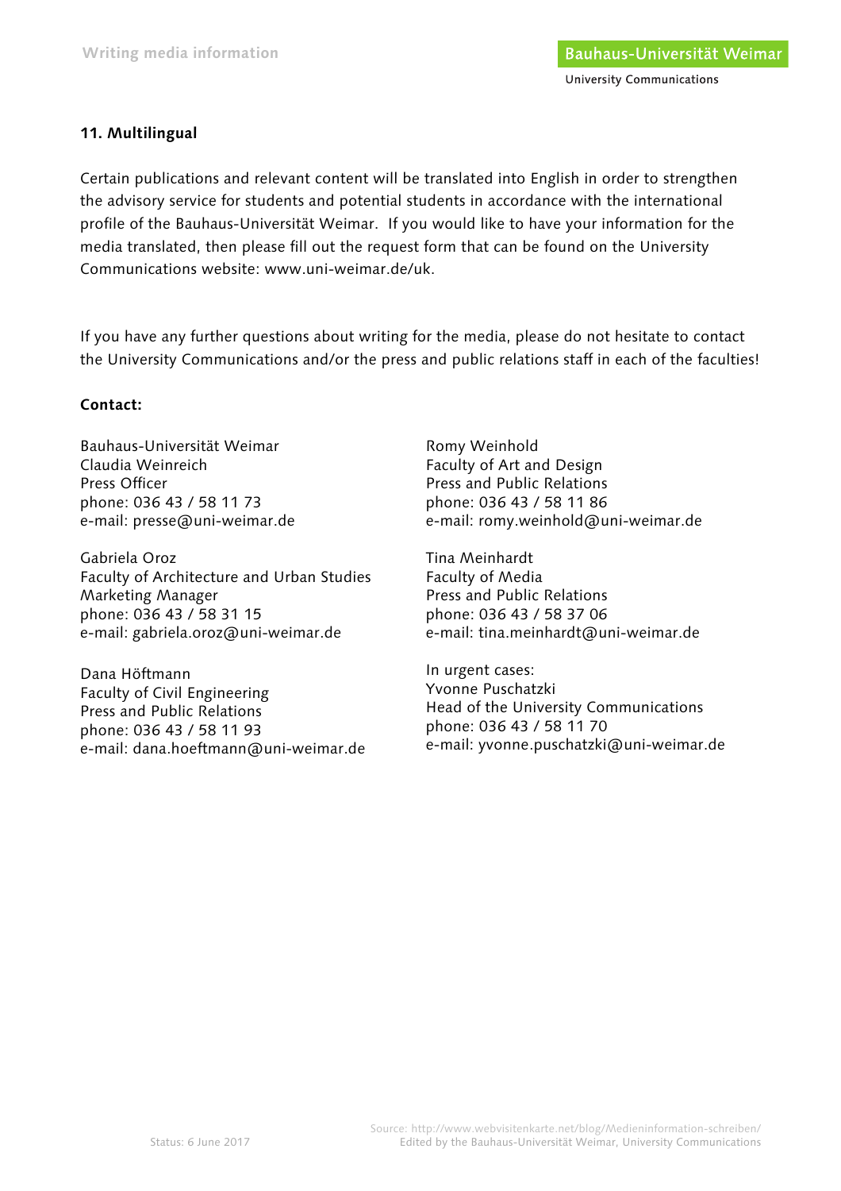## 11. Multilingual

Certain publications and relevant content will be translated into English in order to strengthen the advisory service for students and potential students in accordance with the international profile of the Bauhaus-Universität Weimar. If you would like to have your information for the media translated, then please fill out the request form that can be found on the University Communications website: www.uni-weimar.de/uk.

If you have any further questions about writing for the media, please do not hesitate to contact the University Communications and/or the press and public relations staff in each of the faculties!

**Contact:**

Bauhaus-Universität Weimar
Claudia Weinreich
Press Officer
phone: 036 43 / 58 11 73
e-mail: presse@uni-weimar.de

Gabriela Oroz
Faculty of Architecture and Urban Studies
Marketing Manager
phone: 036 43 / 58 31 15
e-mail: gabriela.oroz@uni-weimar.de

Dana Höftmann
Faculty of Civil Engineering
Press and Public Relations
phone: 036 43 / 58 11 93
e-mail: dana.hoeftmann@uni-weimar.de

Romy Weinhold
Faculty of Art and Design
Press and Public Relations
phone: 036 43 / 58 11 86
e-mail: romy.weinhold@uni-weimar.de

Tina Meinhardt
Faculty of Media
Press and Public Relations
phone: 036 43 / 58 37 06
e-mail: tina.meinhardt@uni-weimar.de

In urgent cases:
Yvonne Puschatzki
Head of the University Communications
phone: 036 43 / 58 11 70
e-mail: yvonne.puschatzki@uni-weimar.de

Status: 6 June 2017

Source: http://www.webvisitenkarte.net/blog/Medieninformation-schreiben/
Edited by the Bauhaus-Universität Weimar, University Communications